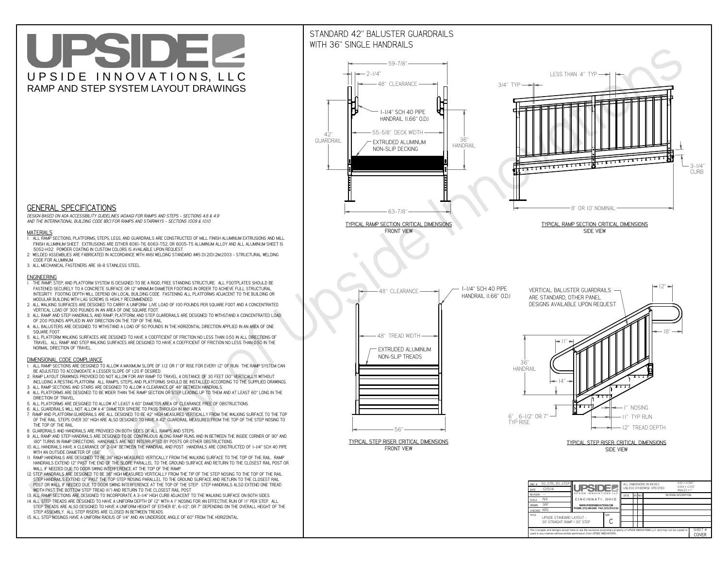# UPSIDE

UPSIDE INNOVATIONS, LLC

RAMP AND STEP SYSTEM LAYOUT DRAWINGS

## GENERAL SPECIFICATIONS

*DESIGN BASED ON ADA ACCESSIBILITY GUIDELINES (ADAAG) FOR RAMPS AND STEPS - SECTIONS 4.8 & 4.9 AND THE INTERNATIONAL BUILDING CODE (IBC) FOR RAMPS AND STAIRWAYS - SECTIONS 1009 & 1010*

### MATERIALS

1. ALL RAMP SECTIONS, PLATFORMS, STEPS, LEGS, AND GUARDRAILS ARE CONSTRUCTED OF MILL FINISH ALUMINUM EXTRUSIONS AND MILL FINISH ALUMINUM SHEET. EXTRUSIONS ARE EITHER 6061-T6, 6063-T52, OR 6005-T5 ALUMINUM ALLOY AND ALL ALUMINUM SHEET IS 5052-H32. POWDER COATING IN CUSTOM COLORS IS AVAILABLE UPON REQUEST.
2. WELDED ASSEMBLIES ARE FABRICATED IN ACCORDANCE WITH ANSI WELDING STANDARD AWS D1.2/D1.2M:2003 - STRUCTURAL WELDING CODE FOR ALUMINUM.
3. ALL MECHANICAL FASTENERS ARE 18-8 STAINLESS STEEL.

### ENGINEERING

1. THE RAMP, STEP, AND PLATFORM SYSTEM IS DESIGNED TO BE A RIGID, FREE STANDING STRUCTURE. ALL FOOTPLATES SHOULD BE FASTENED SECURELY TO A CONCRETE SURFACE OR 12" MINIMUM DIAMETER CONCRETE FOOTINGS IN ORDER TO ACHIEVE FULL STRUCTURAL INTEGRITY. FOOTING DEPTH WILL DEPEND ON LOCAL BUILDING CODE. FASTENING ALL PLATFORMS ADJACENT TO THE BUILDING OR MODULAR BUILDING WITH LAG SCREWS IS HIGHLY RECOMMENDED.
2. ALL WALKING SURFACES ARE DESIGNED TO CARRY A UNIFORM LIVE LOAD OF 100 POUNDS PER SQUARE FOOT AND A CONCENTRATED VERTICAL LOAD OF 300 POUNDS IN AN AREA OF ONE SQUARE FOOT.
3. ALL RAMP AND STEP HANDRAILS, AND RAMP, PLATFORM, AND STEP GUARDRAILS ARE DESIGNED TO WITHSTAND A CONCENTRATED LOAD OF 200 POUNDS APPLIED IN ANY DIRECTION ON THE TOP OF THE RAIL.
4. ALL BALUSTERS ARE DESIGNED TO WITHSTAND A LOAD OF 50 POUNDS IN THE HORIZONTAL DIRECTION APPLIED IN AN AREA OF ONE SQUARE FOOT.
5. ALL PLATFORM WALKING SURFACES ARE DESIGNED TO HAVE A COEFFICIENT OF FRICTION NO LESS THAN 0.50 IN ALL DIRECTIONS OF TRAVEL. ALL RAMP AND STEP WALKING SURFACES ARE DESIGNED TO HAVE A COEFFICIENT OF FRICTION NO LESS THAN 0.50 IN THE NORMAL DIRECTION OF TRAVEL.

### DIMENSIONAL CODE COMPLIANCE

1. ALL RAMP SECTIONS ARE DESIGNED TO ALLOW A MAXIMUM SLOPE OF 1:12 OR 1" OF RISE FOR EVERY 12" OF RUN. THE RAMP SYSTEM CAN BE ADJUSTED TO ACCOMODATE A LESSER SLOPE OF 1:20 IF DESIRED.
2. RAMP LAYOUT DRAWINGS PROVIDED DO NOT ALLOW FOR ANY RAMP TO TRAVEL A DISTANCE OF 30 FEET (30" VERTICALLY) WITHOUT INCLUDING A RESTING PLATFORM. ALL RAMPS, STEPS, AND PLATFORMS SHOULD BE INSTALLED ACCORDING TO THE SUPPLIED DRAWINGS.
3. ALL RAMP SECTIONS AND STAIRS ARE DESIGNED TO ALLOW A CLEARANCE OF 48" BETWEEN HANDRAILS.
4. ALL PLATFORMS ARE DESIGNED TO BE WIDER THAN THE RAMP SECTION OR STEP LEADING UP TO THEM AND AT LEAST 60" LONG IN THE DIRECTION OF TRAVEL.
5. ALL PLATFORMS ARE DESIGNED TO ALLOW AT LEAST A 60" DIAMETER AREA OF CLEARANCE FREE OF OBSTRUCTIONS.
6. ALL GUARDRAILS WILL NOT ALLOW A 4" DIAMETER SPHERE TO PASS THROUGH IN ANY AREA.
7. RAMP AND PLATFORM GUARDRAILS ARE ALL DESIGNED TO BE 42" HIGH MEASURED VERTICALLY FROM THE WALKING SURFACE TO THE TOP OF THE RAIL. STEPS OVER 30" HIGH ARE ALSO DESIGNED TO HAVE A 42" GUARDRAIL MEASURED FROM THE TOP OF THE STEP NOSING TO THE TOP OF THE RAIL.
8. GUARDRAILS AND HANDRAILS ARE PROVIDED ON BOTH SIDES OF ALL RAMPS AND STEPS.
9. ALL RAMP AND STEP HANDRAILS ARE DESIGNED TO BE CONTINUOUS ALONG RAMP RUNS AND IN BETWEEN THE INSIDE CORNER OF 90° AND 180° TURNS IN RAMP DIRECTIONS. HANDRAILS ARE NOT INTERRUPTED BY POSTS OR OTHER OBSTRUCTIONS.
10. ALL HANDRAILS HAVE A CLEARANCE OF 2-1/4" BETWEEN THE HANDRAIL AND POST. HANDRAILS ARE CONSTRUCTED OF 1-1/4" SCH 40 PIPE WITH AN OUTSIDE DIAMETER OF 1.66"
11. RAMP HANDRAILS ARE DESIGNED TO BE 36" HIGH MEASURED VERTICALLY FROM THE WALKING SURFACE TO THE TOP OF THE RAIL. RAMP HANDRAILS EXTEND 12" PAST THE END OF THE SLOPE PARALLEL TO THE GROUND SURFACE AND RETURN TO THE CLOSEST RAIL POST OR WALL IF NEEDED DUE TO DOOR SWING INTERFERENCE AT THE TOP OF THE RAMP.
12. STEP HANDRAILS ARE DESIGNED TO BE 36" HIGH MEASURED VERTICALLY FROM THE TIP OF THE STEP NOSING TO THE TOP OF THE RAIL. STEP HANDRAILS EXTEND 12" PAST THE TOP STEP NOSING PARALLEL TO THE GROUND SURFACE AND RETURN TO THE CLOSEST RAIL POST OR WALL IF NEEDED DUE TO DOOR SWING INTERFERENCE AT THE TOP OF THE STEP. STEP HANDRAILS ALSO EXTEND ONE TREAD WIDTH PAST THE BOTTOM STEP TREAD (11") AND RETURN TO THE CLOSEST RAIL POST.
13. ALL RAMP SECTIONS ARE DESIGNED TO INCORPORATE A 3-1/4" HIGH CURB ADJACENT TO THE WALKING SURFACE ON BOTH SIDES.
14. ALL STEP TREADS ARE DESIGNED TO HAVE A UNIFORM DEPTH OF 12" WITH A 1" NOSING FOR AN EFFECTIVE RUN OF 11" PER STEP. ALL STEP TREADS ARE ALSO DESIGNED TO HAVE A UNIFORM HEIGHT OF EITHER 6", 6-1/2", OR 7" DEPENDING ON THE OVERALL HEIGHT OF THE STEP ASSEMBLY. ALL STEP RISERS ARE CLOSED IN BETWEEN TREADS.
15. ALL STEP NOSINGS HAVE A UNIFORM RADIUS OF 1/4" AND AN UNDERSIDE ANGLE OF 60° FROM THE HORIZONTAL.

## STANDARD 42" BALUSTER GUARDRAILS WITH 36" SINGLE HANDRAILS

59-7/8" · 2-1/4" · 48" CLEARANCE · 1-1/4" SCH 40 PIPE HANDRAIL (1.66" O.D.) · 42" GUARDRAIL · 55-5/8" DECK WIDTH · EXTRUDED ALUMINUM NON-SLIP DECKING · 36" HANDRAIL · 63-7/8"

TYPICAL RAMP SECTION: CRITICAL DIMENSIONS
FRONT VIEW

LESS THAN 4" TYP · 3/4" TYP · 3-1/4" CURB · 8' OR 10' NOMINAL

TYPICAL RAMP SECTION: CRITICAL DIMENSIONS
SIDE VIEW

48" CLEARANCE · 1-1/4" SCH 40 PIPE HANDRAIL (1.66" O.D.) · 48" TREAD WIDTH · EXTRUDED ALUMINUM NON-SLIP TREADS · 56"

TYPICAL STEP RISER: CRITICAL DIMENSIONS
FRONT VIEW

VERTICAL BALUSTER GUARDRAILS ARE STANDARD, OTHER PANEL DESIGNS AVAILABLE UPON REQUEST · 12" · 18" · 11" · 36" HANDRAIL · 14" · 1" NOSING · 6", 6-1/2" OR 7" TYP RISE · 11" TYP RUN · 12" TREAD DEPTH

TYPICAL STEP RISER: CRITICAL DIMENSIONS
SIDE VIEW

| | | | |
|---|---|---|---|
| DWG # | 30_STR_30_STEP | UPSIDE / UPSIDE INNOVATIONS LLC / CINCINNATI, OHIO / WWW.UPSIDEINNOVATIONS.COM / PHONE: (513) 889-2492 FAX: (513) 672-2124 | ALL DIMENSIONS IN INCHES UNLESS OTHERWISE SPECIFIED; X.XX ± 0.060"; X.XXX ± 0.015"; ANGLES ± 1° |
| DATE | 12/5/14 | | DATE / BY / REV / REVISION DESCRIPTION |
| REVISION | --- | | |
| SCALE | N/A | | |
| DRAWN | SRF | | |
| CHECKED | KRS | | |
| TITLE | UPSIDE STANDARD LAYOUT - 30' STRAIGHT RAMP / 30" STEP | SIZE C | |

The concepts and designs shown here-in are the exclusive proprietary property of UPSIDE INNOVATIONS LLC and may not be copied or used in any manner without written permission from UPSIDE INNOVATIONS.

SHEET # COVER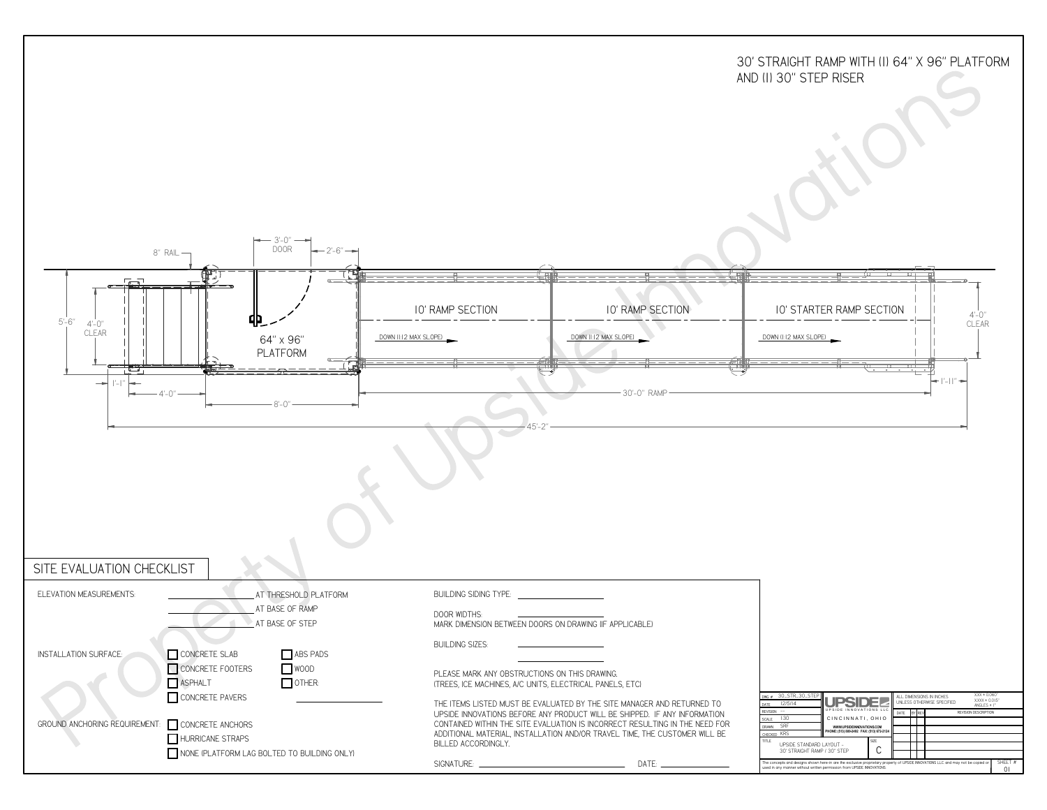# 30' STRAIGHT RAMP WITH (1) 64" X 96" PLATFORM AND (1) 30" STEP RISER

8" RAIL

3'-0" DOOR

2'-6"

5'-6"

4'-0" CLEAR

64" x 96" PLATFORM

10' RAMP SECTION

DOWN (1:12 MAX SLOPE)

10' RAMP SECTION

DOWN (1:12 MAX SLOPE)

10' STARTER RAMP SECTION

DOWN (1:12 MAX SLOPE)

4'-0" CLEAR

1'-1"

4'-0"

8'-0"

30'-0" RAMP

1'-11"

45'-2"

## SITE EVALUATION CHECKLIST

ELEVATION MEASUREMENTS: ______ AT THRESHOLD PLATFORM

______ AT BASE OF RAMP

______ AT BASE OF STEP

INSTALLATION SURFACE:

- ☐ CONCRETE SLAB
- ☐ CONCRETE FOOTERS
- ☐ ASPHALT
- ☐ CONCRETE PAVERS
- ☐ ABS PADS
- ☐ WOOD
- ☐ OTHER ______

GROUND ANCHORING REQUIREMENT:

- ☐ CONCRETE ANCHORS
- ☐ HURRICANE STRAPS
- ☐ NONE (PLATFORM LAG BOLTED TO BUILDING ONLY)

BUILDING SIDING TYPE: ______

DOOR WIDTHS: ______

MARK DIMENSION BETWEEN DOORS ON DRAWING (IF APPLICABLE)

BUILDING SIZES: ______

______

PLEASE MARK ANY OBSTRUCTIONS ON THIS DRAWING.
(TREES, ICE MACHINES, A/C UNITS, ELECTRICAL PANELS, ETC)

THE ITEMS LISTED MUST BE EVALUATED BY THE SITE MANAGER AND RETURNED TO UPSIDE INNOVATIONS BEFORE ANY PRODUCT WILL BE SHIPPED. IF ANY INFORMATION CONTAINED WITHIN THE SITE EVALUATION IS INCORRECT RESULTING IN THE NEED FOR ADDITIONAL MATERIAL, INSTALLATION AND/OR TRAVEL TIME, THE CUSTOMER WILL BE BILLED ACCORDINGLY.

SIGNATURE: ______ DATE: ______

| | |
|---|---|
| DWG # | 30_STR_30_STEP |
| DATE | 12/5/14 |
| REVISION | --- |
| SCALE | 1:30 |
| DRAWN | SRF |
| CHECKED | KRS |
| TITLE | UPSIDE STANDARD LAYOUT - 30' STRAIGHT RAMP / 30" STEP |
| SIZE | C |

UPSIDE INNOVATIONS LLC
CINCINNATI, OHIO
WWW.UPSIDEINNOVATIONS.COM
PHONE: (513) 889-2492 FAX: (513) 672-2124

ALL DIMENSIONS IN INCHES UNLESS OTHERWISE SPECIFIED
XXX ± 0.060"
XXXX ± 0.015"
ANGLES ± 1°

| DATE | BY | REV | REVISION DESCRIPTION |
|---|---|---|---|
| | | | |

The concepts and designs shown here-in are the exclusive proprietary property of UPSIDE INNOVATIONS LLC and may not be copied or used in any manner without written permission from UPSIDE INNOVATIONS.

SHEET # 01